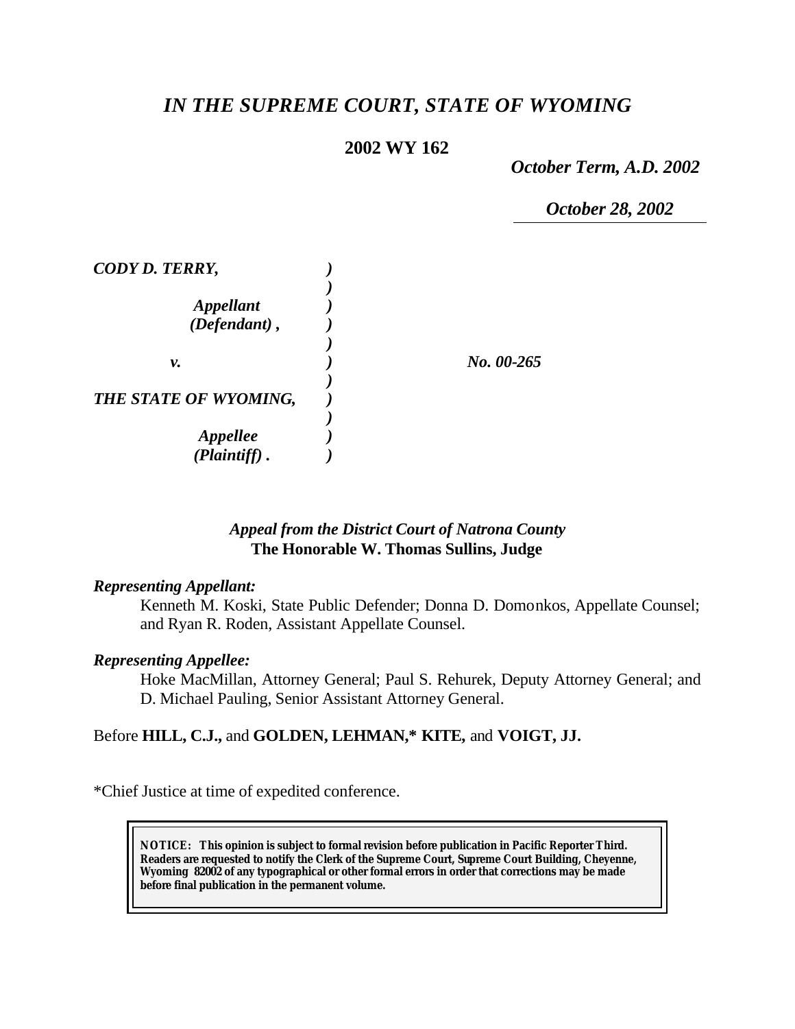# *IN THE SUPREME COURT, STATE OF WYOMING*

**2002 WY 162**

*October Term, A.D. 2002*

*October 28, 2002*

| | | |
|---|---|---|
| ***CODY D. TERRY,*** | ***)*** | |
| | ***)*** | |
| ***Appellant*** | ***)*** | |
| ***(Defendant) ,*** | ***)*** | |
| | ***)*** | |
| ***v.*** | ***)*** | ***No. 00-265*** |
| | ***)*** | |
| ***THE STATE OF WYOMING,*** | ***)*** | |
| | ***)*** | |
| ***Appellee*** | ***)*** | |
| ***(Plaintiff) .*** | ***)*** | |

*Appeal from the District Court of Natrona County*
**The Honorable W. Thomas Sullins, Judge**

***Representing Appellant:***

Kenneth M. Koski, State Public Defender; Donna D. Domonkos, Appellate Counsel; and Ryan R. Roden, Assistant Appellate Counsel.

***Representing Appellee:***

Hoke MacMillan, Attorney General; Paul S. Rehurek, Deputy Attorney General; and D. Michael Pauling, Senior Assistant Attorney General.

Before **HILL, C.J.,** and **GOLDEN, LEHMAN,\* KITE,** and **VOIGT, JJ.**

\*Chief Justice at time of expedited conference.

**NOTICE: This opinion is subject to formal revision before publication in Pacific Reporter Third. Readers are requested to notify the Clerk of the Supreme Court, Supreme Court Building, Cheyenne, Wyoming 82002 of any typographical or other formal errors in order that corrections may be made before final publication in the permanent volume.**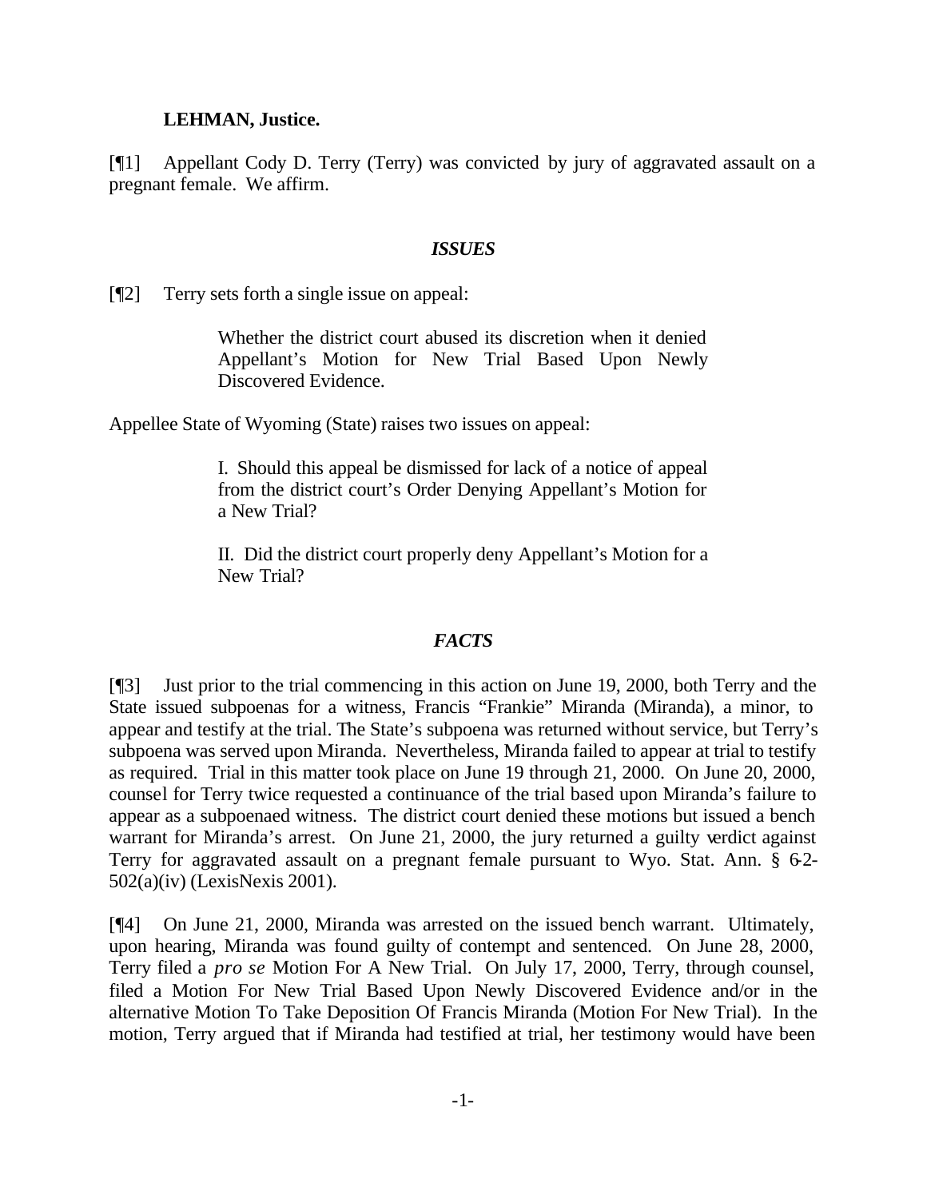**LEHMAN, Justice.**

[¶1] Appellant Cody D. Terry (Terry) was convicted by jury of aggravated assault on a pregnant female. We affirm.

### *ISSUES*

[¶2] Terry sets forth a single issue on appeal:

> Whether the district court abused its discretion when it denied Appellant's Motion for New Trial Based Upon Newly Discovered Evidence.

Appellee State of Wyoming (State) raises two issues on appeal:

> I. Should this appeal be dismissed for lack of a notice of appeal from the district court's Order Denying Appellant's Motion for a New Trial?
>
> II. Did the district court properly deny Appellant's Motion for a New Trial?

### *FACTS*

[¶3] Just prior to the trial commencing in this action on June 19, 2000, both Terry and the State issued subpoenas for a witness, Francis "Frankie" Miranda (Miranda), a minor, to appear and testify at the trial. The State's subpoena was returned without service, but Terry's subpoena was served upon Miranda. Nevertheless, Miranda failed to appear at trial to testify as required. Trial in this matter took place on June 19 through 21, 2000. On June 20, 2000, counsel for Terry twice requested a continuance of the trial based upon Miranda's failure to appear as a subpoenaed witness. The district court denied these motions but issued a bench warrant for Miranda's arrest. On June 21, 2000, the jury returned a guilty verdict against Terry for aggravated assault on a pregnant female pursuant to Wyo. Stat. Ann. § 6-2-502(a)(iv) (LexisNexis 2001).

[¶4] On June 21, 2000, Miranda was arrested on the issued bench warrant. Ultimately, upon hearing, Miranda was found guilty of contempt and sentenced. On June 28, 2000, Terry filed a *pro se* Motion For A New Trial. On July 17, 2000, Terry, through counsel, filed a Motion For New Trial Based Upon Newly Discovered Evidence and/or in the alternative Motion To Take Deposition Of Francis Miranda (Motion For New Trial). In the motion, Terry argued that if Miranda had testified at trial, her testimony would have been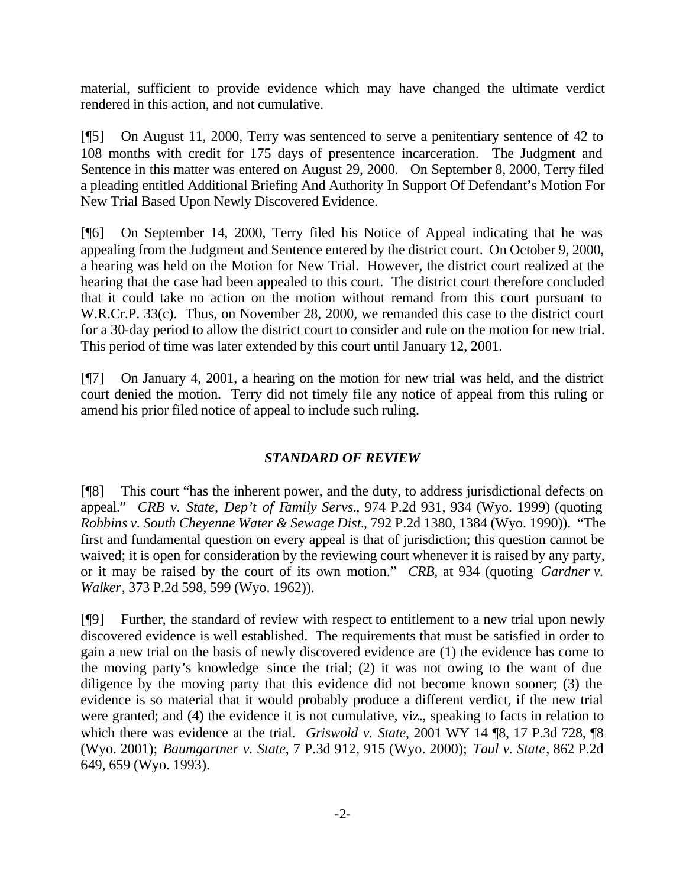material, sufficient to provide evidence which may have changed the ultimate verdict rendered in this action, and not cumulative.

[¶5] On August 11, 2000, Terry was sentenced to serve a penitentiary sentence of 42 to 108 months with credit for 175 days of presentence incarceration. The Judgment and Sentence in this matter was entered on August 29, 2000. On September 8, 2000, Terry filed a pleading entitled Additional Briefing And Authority In Support Of Defendant's Motion For New Trial Based Upon Newly Discovered Evidence.

[¶6] On September 14, 2000, Terry filed his Notice of Appeal indicating that he was appealing from the Judgment and Sentence entered by the district court. On October 9, 2000, a hearing was held on the Motion for New Trial. However, the district court realized at the hearing that the case had been appealed to this court. The district court therefore concluded that it could take no action on the motion without remand from this court pursuant to W.R.Cr.P. 33(c). Thus, on November 28, 2000, we remanded this case to the district court for a 30-day period to allow the district court to consider and rule on the motion for new trial. This period of time was later extended by this court until January 12, 2001.

[¶7] On January 4, 2001, a hearing on the motion for new trial was held, and the district court denied the motion. Terry did not timely file any notice of appeal from this ruling or amend his prior filed notice of appeal to include such ruling.

## *STANDARD OF REVIEW*

[¶8] This court "has the inherent power, and the duty, to address jurisdictional defects on appeal." *CRB v. State, Dep't of Family Servs.*, 974 P.2d 931, 934 (Wyo. 1999) (quoting *Robbins v. South Cheyenne Water & Sewage Dist.*, 792 P.2d 1380, 1384 (Wyo. 1990)). "The first and fundamental question on every appeal is that of jurisdiction; this question cannot be waived; it is open for consideration by the reviewing court whenever it is raised by any party, or it may be raised by the court of its own motion." *CRB*, at 934 (quoting *Gardner v. Walker*, 373 P.2d 598, 599 (Wyo. 1962)).

[¶9] Further, the standard of review with respect to entitlement to a new trial upon newly discovered evidence is well established. The requirements that must be satisfied in order to gain a new trial on the basis of newly discovered evidence are (1) the evidence has come to the moving party's knowledge since the trial; (2) it was not owing to the want of due diligence by the moving party that this evidence did not become known sooner; (3) the evidence is so material that it would probably produce a different verdict, if the new trial were granted; and (4) the evidence it is not cumulative, viz., speaking to facts in relation to which there was evidence at the trial. *Griswold v. State*, 2001 WY 14 ¶8, 17 P.3d 728, ¶8 (Wyo. 2001); *Baumgartner v. State*, 7 P.3d 912, 915 (Wyo. 2000); *Taul v. State*, 862 P.2d 649, 659 (Wyo. 1993).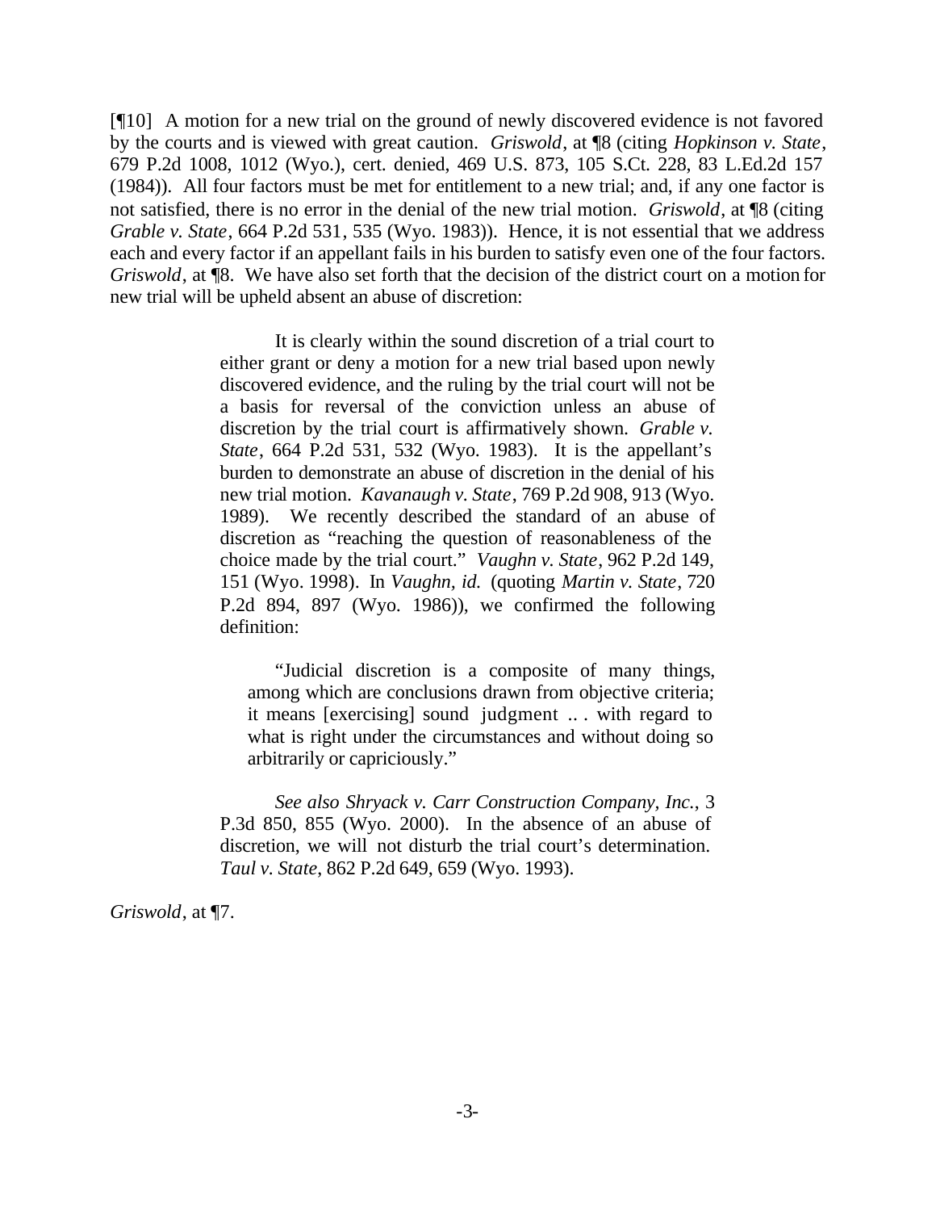[¶10] A motion for a new trial on the ground of newly discovered evidence is not favored by the courts and is viewed with great caution. *Griswold*, at ¶8 (citing *Hopkinson v. State*, 679 P.2d 1008, 1012 (Wyo.), cert. denied, 469 U.S. 873, 105 S.Ct. 228, 83 L.Ed.2d 157 (1984)). All four factors must be met for entitlement to a new trial; and, if any one factor is not satisfied, there is no error in the denial of the new trial motion. *Griswold*, at ¶8 (citing *Grable v. State*, 664 P.2d 531, 535 (Wyo. 1983)). Hence, it is not essential that we address each and every factor if an appellant fails in his burden to satisfy even one of the four factors. *Griswold*, at ¶8. We have also set forth that the decision of the district court on a motion for new trial will be upheld absent an abuse of discretion:

> It is clearly within the sound discretion of a trial court to either grant or deny a motion for a new trial based upon newly discovered evidence, and the ruling by the trial court will not be a basis for reversal of the conviction unless an abuse of discretion by the trial court is affirmatively shown. *Grable v. State*, 664 P.2d 531, 532 (Wyo. 1983). It is the appellant's burden to demonstrate an abuse of discretion in the denial of his new trial motion. *Kavanaugh v. State*, 769 P.2d 908, 913 (Wyo. 1989). We recently described the standard of an abuse of discretion as "reaching the question of reasonableness of the choice made by the trial court." *Vaughn v. State*, 962 P.2d 149, 151 (Wyo. 1998). In *Vaughn, id.* (quoting *Martin v. State*, 720 P.2d 894, 897 (Wyo. 1986)), we confirmed the following definition:
>
> > "Judicial discretion is a composite of many things, among which are conclusions drawn from objective criteria; it means [exercising] sound judgment .. . with regard to what is right under the circumstances and without doing so arbitrarily or capriciously."
>
> *See also Shryack v. Carr Construction Company, Inc.*, 3 P.3d 850, 855 (Wyo. 2000). In the absence of an abuse of discretion, we will not disturb the trial court's determination. *Taul v. State*, 862 P.2d 649, 659 (Wyo. 1993).

*Griswold*, at ¶7.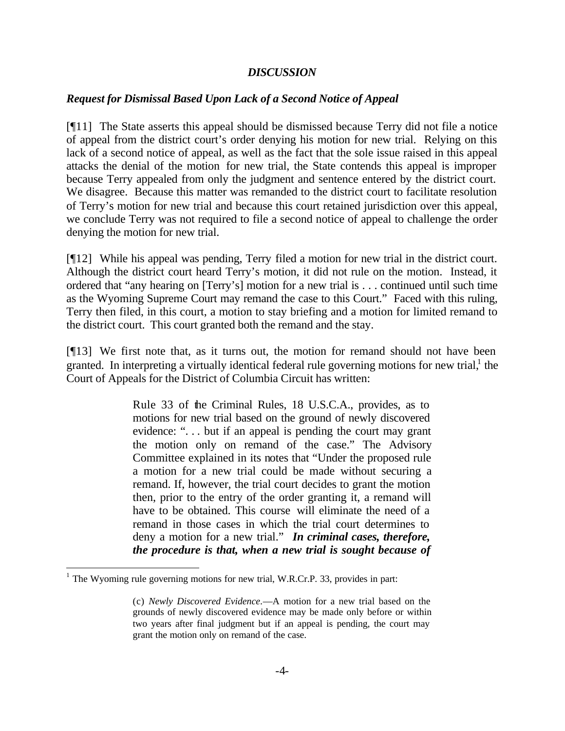## *DISCUSSION*

### *Request for Dismissal Based Upon Lack of a Second Notice of Appeal*

[¶11] The State asserts this appeal should be dismissed because Terry did not file a notice of appeal from the district court's order denying his motion for new trial. Relying on this lack of a second notice of appeal, as well as the fact that the sole issue raised in this appeal attacks the denial of the motion for new trial, the State contends this appeal is improper because Terry appealed from only the judgment and sentence entered by the district court. We disagree. Because this matter was remanded to the district court to facilitate resolution of Terry's motion for new trial and because this court retained jurisdiction over this appeal, we conclude Terry was not required to file a second notice of appeal to challenge the order denying the motion for new trial.

[¶12] While his appeal was pending, Terry filed a motion for new trial in the district court. Although the district court heard Terry's motion, it did not rule on the motion. Instead, it ordered that "any hearing on [Terry's] motion for a new trial is . . . continued until such time as the Wyoming Supreme Court may remand the case to this Court." Faced with this ruling, Terry then filed, in this court, a motion to stay briefing and a motion for limited remand to the district court. This court granted both the remand and the stay.

[¶13] We first note that, as it turns out, the motion for remand should not have been granted. In interpreting a virtually identical federal rule governing motions for new trial,[1] the Court of Appeals for the District of Columbia Circuit has written:

> Rule 33 of the Criminal Rules, 18 U.S.C.A., provides, as to motions for new trial based on the ground of newly discovered evidence: ". . . but if an appeal is pending the court may grant the motion only on remand of the case." The Advisory Committee explained in its notes that "Under the proposed rule a motion for a new trial could be made without securing a remand. If, however, the trial court decides to grant the motion then, prior to the entry of the order granting it, a remand will have to be obtained. This course will eliminate the need of a remand in those cases in which the trial court determines to deny a motion for a new trial." ***In criminal cases, therefore, the procedure is that, when a new trial is sought because of***

---

[1] The Wyoming rule governing motions for new trial, W.R.Cr.P. 33, provides in part:

> (c) *Newly Discovered Evidence*.—A motion for a new trial based on the grounds of newly discovered evidence may be made only before or within two years after final judgment but if an appeal is pending, the court may grant the motion only on remand of the case.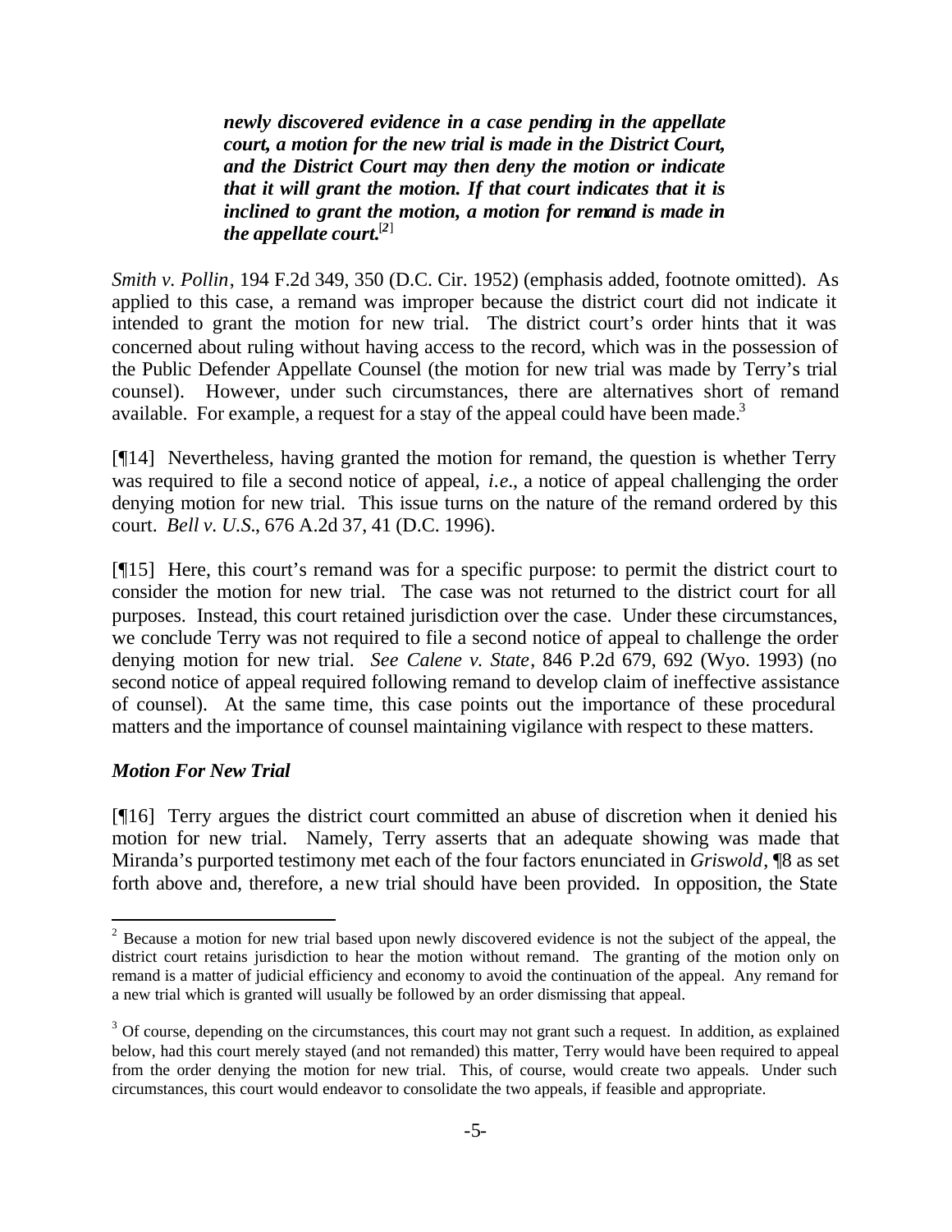> ***newly discovered evidence in a case pending in the appellate court, a motion for the new trial is made in the District Court, and the District Court may then deny the motion or indicate that it will grant the motion. If that court indicates that it is inclined to grant the motion, a motion for remand is made in the appellate court.***[2]

*Smith v. Pollin*, 194 F.2d 349, 350 (D.C. Cir. 1952) (emphasis added, footnote omitted). As applied to this case, a remand was improper because the district court did not indicate it intended to grant the motion for new trial. The district court's order hints that it was concerned about ruling without having access to the record, which was in the possession of the Public Defender Appellate Counsel (the motion for new trial was made by Terry's trial counsel). However, under such circumstances, there are alternatives short of remand available. For example, a request for a stay of the appeal could have been made.[3]

[¶14] Nevertheless, having granted the motion for remand, the question is whether Terry was required to file a second notice of appeal, *i.e.*, a notice of appeal challenging the order denying motion for new trial. This issue turns on the nature of the remand ordered by this court. *Bell v. U.S.*, 676 A.2d 37, 41 (D.C. 1996).

[¶15] Here, this court's remand was for a specific purpose: to permit the district court to consider the motion for new trial. The case was not returned to the district court for all purposes. Instead, this court retained jurisdiction over the case. Under these circumstances, we conclude Terry was not required to file a second notice of appeal to challenge the order denying motion for new trial. *See Calene v. State*, 846 P.2d 679, 692 (Wyo. 1993) (no second notice of appeal required following remand to develop claim of ineffective assistance of counsel). At the same time, this case points out the importance of these procedural matters and the importance of counsel maintaining vigilance with respect to these matters.

### *Motion For New Trial*

[¶16] Terry argues the district court committed an abuse of discretion when it denied his motion for new trial. Namely, Terry asserts that an adequate showing was made that Miranda's purported testimony met each of the four factors enunciated in *Griswold*, ¶8 as set forth above and, therefore, a new trial should have been provided. In opposition, the State

---

[2] Because a motion for new trial based upon newly discovered evidence is not the subject of the appeal, the district court retains jurisdiction to hear the motion without remand. The granting of the motion only on remand is a matter of judicial efficiency and economy to avoid the continuation of the appeal. Any remand for a new trial which is granted will usually be followed by an order dismissing that appeal.

[3] Of course, depending on the circumstances, this court may not grant such a request. In addition, as explained below, had this court merely stayed (and not remanded) this matter, Terry would have been required to appeal from the order denying the motion for new trial. This, of course, would create two appeals. Under such circumstances, this court would endeavor to consolidate the two appeals, if feasible and appropriate.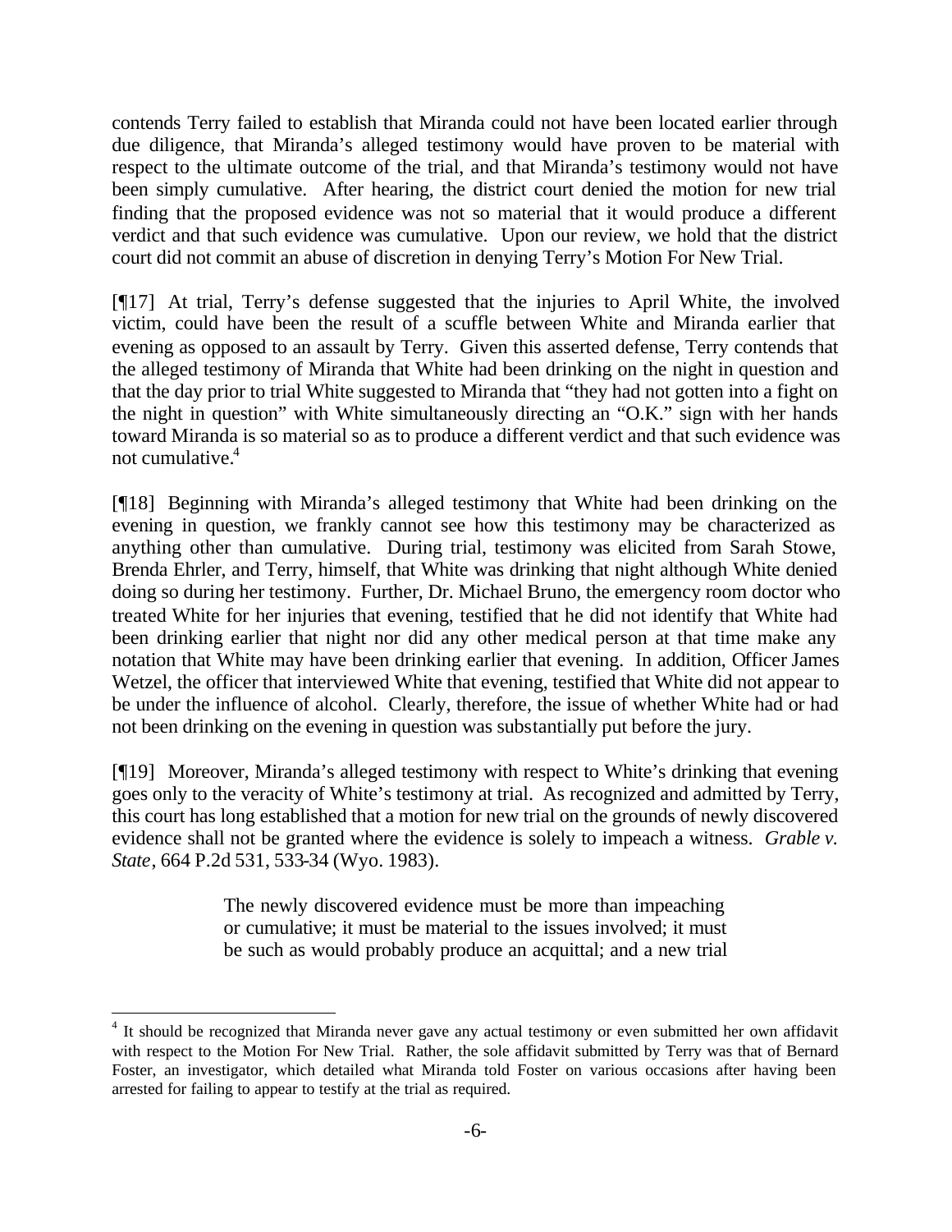contends Terry failed to establish that Miranda could not have been located earlier through due diligence, that Miranda's alleged testimony would have proven to be material with respect to the ultimate outcome of the trial, and that Miranda's testimony would not have been simply cumulative. After hearing, the district court denied the motion for new trial finding that the proposed evidence was not so material that it would produce a different verdict and that such evidence was cumulative. Upon our review, we hold that the district court did not commit an abuse of discretion in denying Terry's Motion For New Trial.

[¶17] At trial, Terry's defense suggested that the injuries to April White, the involved victim, could have been the result of a scuffle between White and Miranda earlier that evening as opposed to an assault by Terry. Given this asserted defense, Terry contends that the alleged testimony of Miranda that White had been drinking on the night in question and that the day prior to trial White suggested to Miranda that "they had not gotten into a fight on the night in question" with White simultaneously directing an "O.K." sign with her hands toward Miranda is so material so as to produce a different verdict and that such evidence was not cumulative.[4]

[¶18] Beginning with Miranda's alleged testimony that White had been drinking on the evening in question, we frankly cannot see how this testimony may be characterized as anything other than cumulative. During trial, testimony was elicited from Sarah Stowe, Brenda Ehrler, and Terry, himself, that White was drinking that night although White denied doing so during her testimony. Further, Dr. Michael Bruno, the emergency room doctor who treated White for her injuries that evening, testified that he did not identify that White had been drinking earlier that night nor did any other medical person at that time make any notation that White may have been drinking earlier that evening. In addition, Officer James Wetzel, the officer that interviewed White that evening, testified that White did not appear to be under the influence of alcohol. Clearly, therefore, the issue of whether White had or had not been drinking on the evening in question was substantially put before the jury.

[¶19] Moreover, Miranda's alleged testimony with respect to White's drinking that evening goes only to the veracity of White's testimony at trial. As recognized and admitted by Terry, this court has long established that a motion for new trial on the grounds of newly discovered evidence shall not be granted where the evidence is solely to impeach a witness. *Grable v. State*, 664 P.2d 531, 533-34 (Wyo. 1983).

> The newly discovered evidence must be more than impeaching or cumulative; it must be material to the issues involved; it must be such as would probably produce an acquittal; and a new trial

[4] It should be recognized that Miranda never gave any actual testimony or even submitted her own affidavit with respect to the Motion For New Trial. Rather, the sole affidavit submitted by Terry was that of Bernard Foster, an investigator, which detailed what Miranda told Foster on various occasions after having been arrested for failing to appear to testify at the trial as required.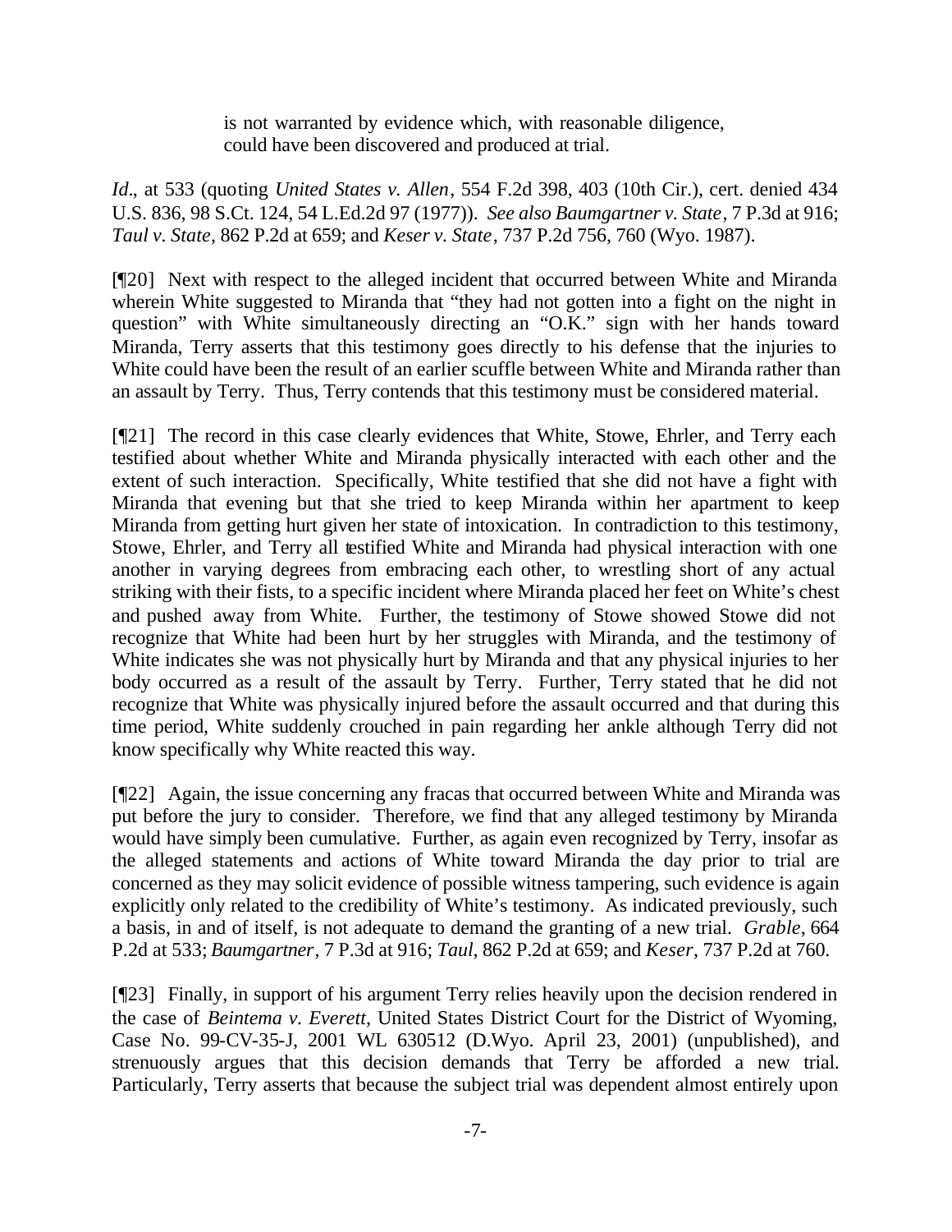> is not warranted by evidence which, with reasonable diligence, could have been discovered and produced at trial.

*Id*., at 533 (quoting *United States v. Allen*, 554 F.2d 398, 403 (10th Cir.), cert. denied 434 U.S. 836, 98 S.Ct. 124, 54 L.Ed.2d 97 (1977)). *See also Baumgartner v. State*, 7 P.3d at 916; *Taul v. State*, 862 P.2d at 659; and *Keser v. State*, 737 P.2d 756, 760 (Wyo. 1987).

[¶20] Next with respect to the alleged incident that occurred between White and Miranda wherein White suggested to Miranda that "they had not gotten into a fight on the night in question" with White simultaneously directing an "O.K." sign with her hands toward Miranda, Terry asserts that this testimony goes directly to his defense that the injuries to White could have been the result of an earlier scuffle between White and Miranda rather than an assault by Terry. Thus, Terry contends that this testimony must be considered material.

[¶21] The record in this case clearly evidences that White, Stowe, Ehrler, and Terry each testified about whether White and Miranda physically interacted with each other and the extent of such interaction. Specifically, White testified that she did not have a fight with Miranda that evening but that she tried to keep Miranda within her apartment to keep Miranda from getting hurt given her state of intoxication. In contradiction to this testimony, Stowe, Ehrler, and Terry all testified White and Miranda had physical interaction with one another in varying degrees from embracing each other, to wrestling short of any actual striking with their fists, to a specific incident where Miranda placed her feet on White's chest and pushed away from White. Further, the testimony of Stowe showed Stowe did not recognize that White had been hurt by her struggles with Miranda, and the testimony of White indicates she was not physically hurt by Miranda and that any physical injuries to her body occurred as a result of the assault by Terry. Further, Terry stated that he did not recognize that White was physically injured before the assault occurred and that during this time period, White suddenly crouched in pain regarding her ankle although Terry did not know specifically why White reacted this way.

[¶22] Again, the issue concerning any fracas that occurred between White and Miranda was put before the jury to consider. Therefore, we find that any alleged testimony by Miranda would have simply been cumulative. Further, as again even recognized by Terry, insofar as the alleged statements and actions of White toward Miranda the day prior to trial are concerned as they may solicit evidence of possible witness tampering, such evidence is again explicitly only related to the credibility of White's testimony. As indicated previously, such a basis, in and of itself, is not adequate to demand the granting of a new trial. *Grable*, 664 P.2d at 533; *Baumgartner*, 7 P.3d at 916; *Taul*, 862 P.2d at 659; and *Keser*, 737 P.2d at 760.

[¶23] Finally, in support of his argument Terry relies heavily upon the decision rendered in the case of *Beintema v. Everett*, United States District Court for the District of Wyoming, Case No. 99-CV-35-J, 2001 WL 630512 (D.Wyo. April 23, 2001) (unpublished), and strenuously argues that this decision demands that Terry be afforded a new trial. Particularly, Terry asserts that because the subject trial was dependent almost entirely upon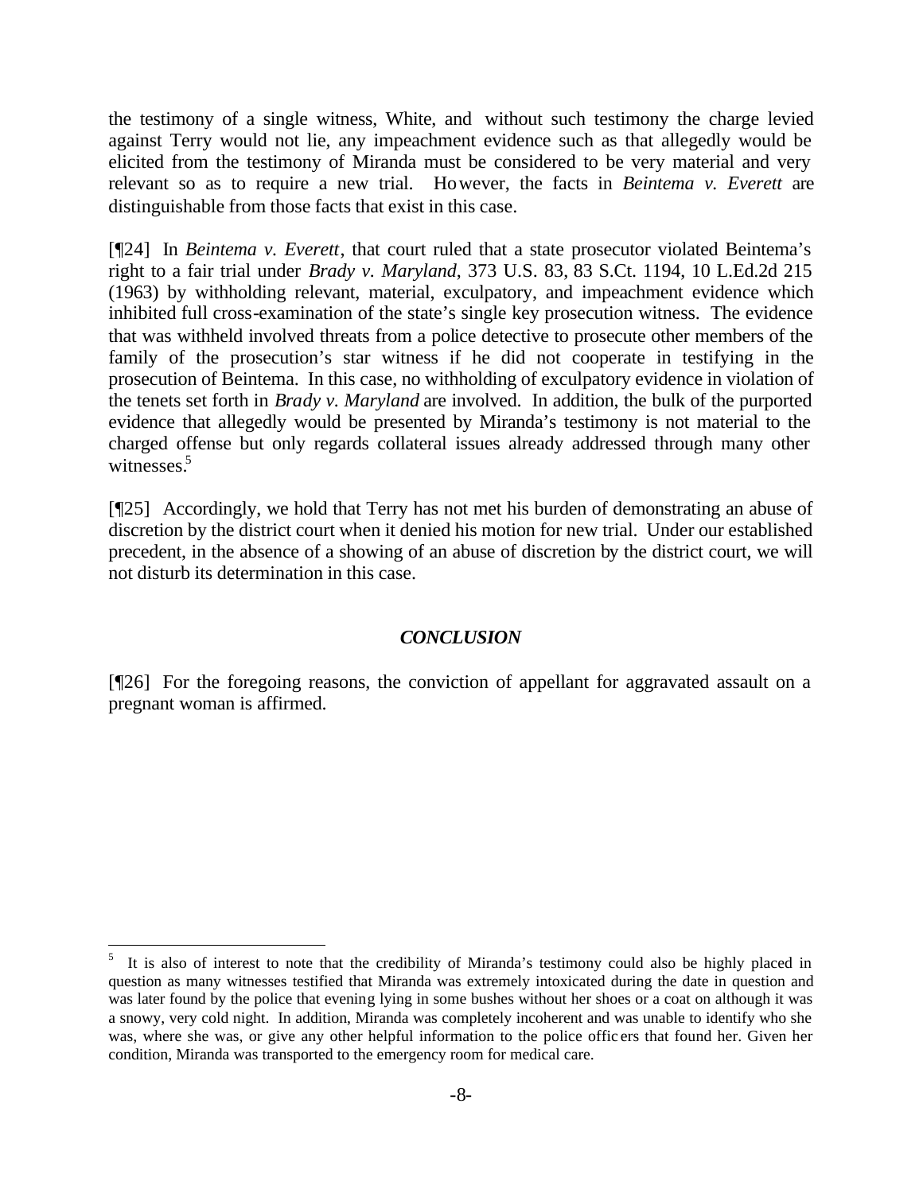the testimony of a single witness, White, and without such testimony the charge levied against Terry would not lie, any impeachment evidence such as that allegedly would be elicited from the testimony of Miranda must be considered to be very material and very relevant so as to require a new trial. However, the facts in *Beintema v. Everett* are distinguishable from those facts that exist in this case.

[¶24] In *Beintema v. Everett*, that court ruled that a state prosecutor violated Beintema's right to a fair trial under *Brady v. Maryland*, 373 U.S. 83, 83 S.Ct. 1194, 10 L.Ed.2d 215 (1963) by withholding relevant, material, exculpatory, and impeachment evidence which inhibited full cross-examination of the state's single key prosecution witness. The evidence that was withheld involved threats from a police detective to prosecute other members of the family of the prosecution's star witness if he did not cooperate in testifying in the prosecution of Beintema. In this case, no withholding of exculpatory evidence in violation of the tenets set forth in *Brady v. Maryland* are involved. In addition, the bulk of the purported evidence that allegedly would be presented by Miranda's testimony is not material to the charged offense but only regards collateral issues already addressed through many other witnesses.[5]

[¶25] Accordingly, we hold that Terry has not met his burden of demonstrating an abuse of discretion by the district court when it denied his motion for new trial. Under our established precedent, in the absence of a showing of an abuse of discretion by the district court, we will not disturb its determination in this case.

## *CONCLUSION*

[¶26] For the foregoing reasons, the conviction of appellant for aggravated assault on a pregnant woman is affirmed.

---

[5] It is also of interest to note that the credibility of Miranda's testimony could also be highly placed in question as many witnesses testified that Miranda was extremely intoxicated during the date in question and was later found by the police that evening lying in some bushes without her shoes or a coat on although it was a snowy, very cold night. In addition, Miranda was completely incoherent and was unable to identify who she was, where she was, or give any other helpful information to the police officers that found her. Given her condition, Miranda was transported to the emergency room for medical care.